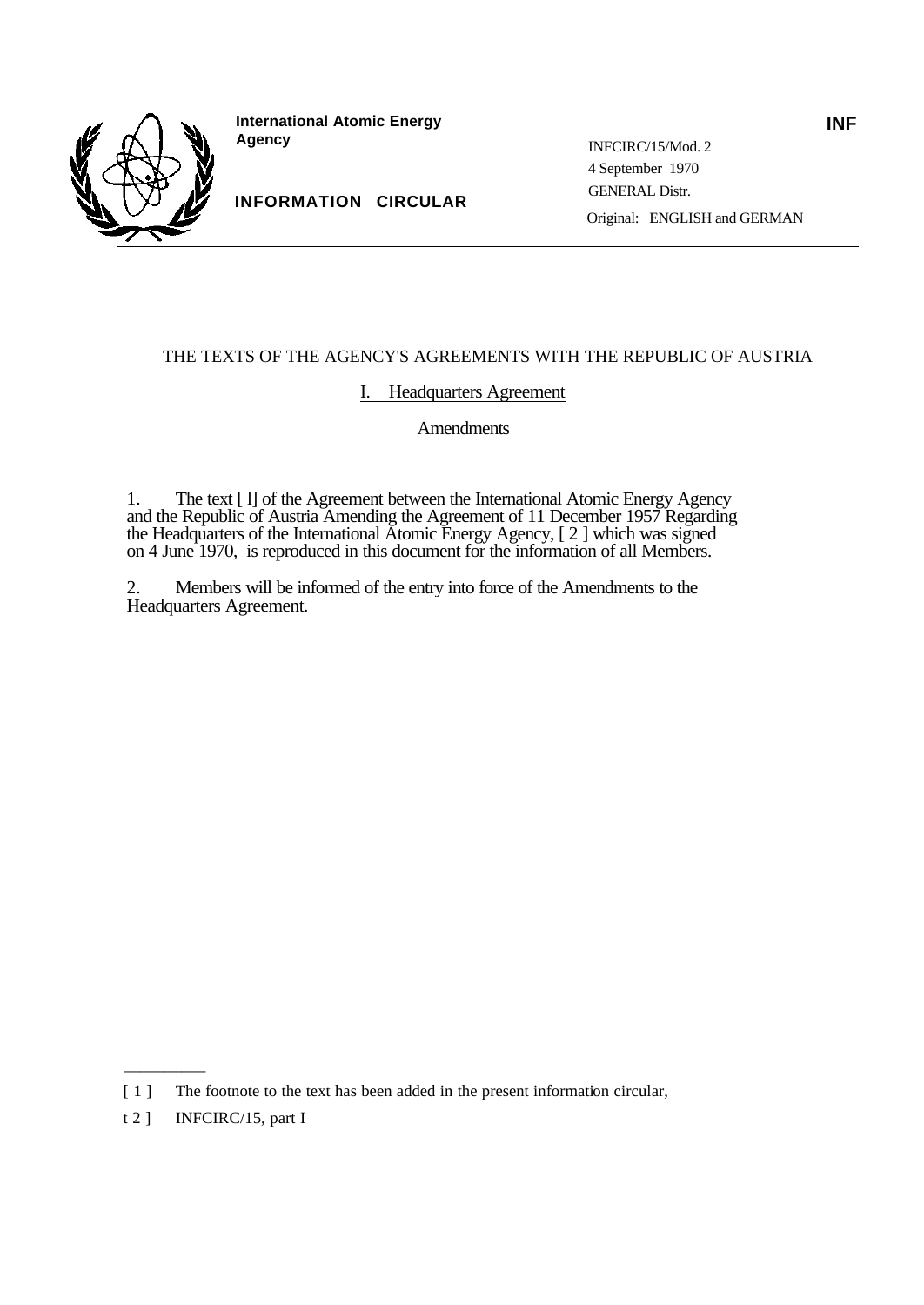**International Atomic Energy Agency**

**INFORMATION CIRCULAR**

**INF**

INFCIRC/15/Mod. 2
4 September 1970
GENERAL Distr.
Original: ENGLISH and GERMAN

---

THE TEXTS OF THE AGENCY'S AGREEMENTS WITH THE REPUBLIC OF AUSTRIA

I. Headquarters Agreement

Amendments

1. The text [1] of the Agreement between the International Atomic Energy Agency and the Republic of Austria Amending the Agreement of 11 December 1957 Regarding the Headquarters of the International Atomic Energy Agency, [2] which was signed on 4 June 1970, is reproduced in this document for the information of all Members.

2. Members will be informed of the entry into force of the Amendments to the Headquarters Agreement.

---

[1] The footnote to the text has been added in the present information circular,

[2] INFCIRC/15, part I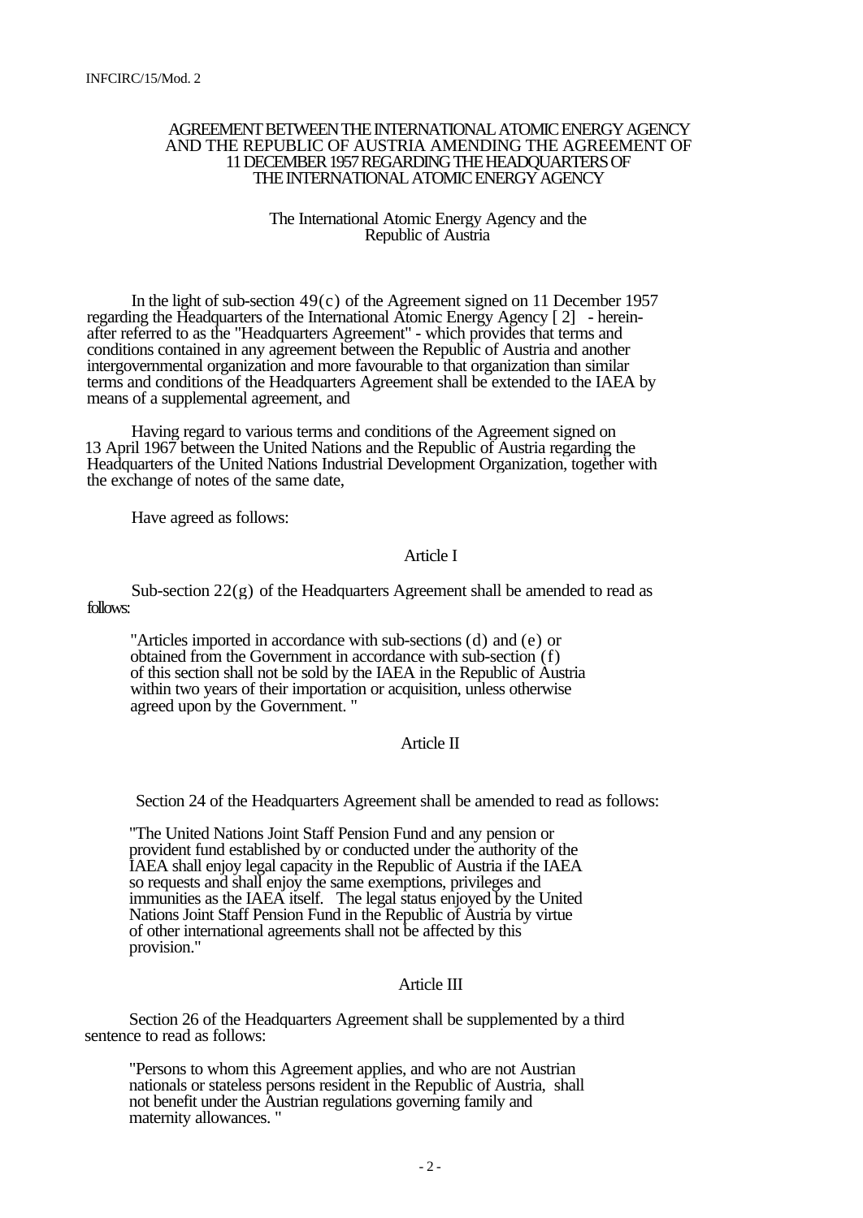# AGREEMENT BETWEEN THE INTERNATIONAL ATOMIC ENERGY AGENCY AND THE REPUBLIC OF AUSTRIA AMENDING THE AGREEMENT OF 11 DECEMBER 1957 REGARDING THE HEADQUARTERS OF THE INTERNATIONAL ATOMIC ENERGY AGENCY

The International Atomic Energy Agency and the Republic of Austria

In the light of sub-section 49(c) of the Agreement signed on 11 December 1957 regarding the Headquarters of the International Atomic Energy Agency [2] - hereinafter referred to as the "Headquarters Agreement" - which provides that terms and conditions contained in any agreement between the Republic of Austria and another intergovernmental organization and more favourable to that organization than similar terms and conditions of the Headquarters Agreement shall be extended to the IAEA by means of a supplemental agreement, and

Having regard to various terms and conditions of the Agreement signed on 13 April 1967 between the United Nations and the Republic of Austria regarding the Headquarters of the United Nations Industrial Development Organization, together with the exchange of notes of the same date,

Have agreed as follows:

## Article I

Sub-section 22(g) of the Headquarters Agreement shall be amended to read as follows:

> "Articles imported in accordance with sub-sections (d) and (e) or obtained from the Government in accordance with sub-section (f) of this section shall not be sold by the IAEA in the Republic of Austria within two years of their importation or acquisition, unless otherwise agreed upon by the Government. "

## Article II

Section 24 of the Headquarters Agreement shall be amended to read as follows:

> "The United Nations Joint Staff Pension Fund and any pension or provident fund established by or conducted under the authority of the IAEA shall enjoy legal capacity in the Republic of Austria if the IAEA so requests and shall enjoy the same exemptions, privileges and immunities as the IAEA itself. The legal status enjoyed by the United Nations Joint Staff Pension Fund in the Republic of Austria by virtue of other international agreements shall not be affected by this provision."

## Article III

Section 26 of the Headquarters Agreement shall be supplemented by a third sentence to read as follows:

> "Persons to whom this Agreement applies, and who are not Austrian nationals or stateless persons resident in the Republic of Austria, shall not benefit under the Austrian regulations governing family and maternity allowances. "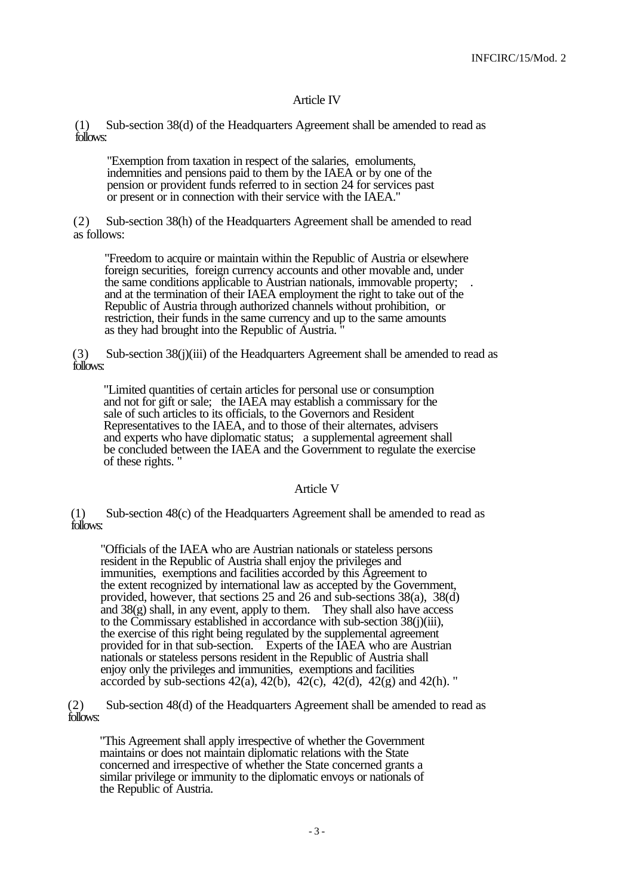## Article IV

(1) Sub-section 38(d) of the Headquarters Agreement shall be amended to read as follows:

> "Exemption from taxation in respect of the salaries, emoluments, indemnities and pensions paid to them by the IAEA or by one of the pension or provident funds referred to in section 24 for services past or present or in connection with their service with the IAEA."

(2) Sub-section 38(h) of the Headquarters Agreement shall be amended to read as follows:

> "Freedom to acquire or maintain within the Republic of Austria or elsewhere foreign securities, foreign currency accounts and other movable and, under the same conditions applicable to Austrian nationals, immovable property; . and at the termination of their IAEA employment the right to take out of the Republic of Austria through authorized channels without prohibition, or restriction, their funds in the same currency and up to the same amounts as they had brought into the Republic of Austria. "

(3) Sub-section 38(j)(iii) of the Headquarters Agreement shall be amended to read as follows:

> "Limited quantities of certain articles for personal use or consumption and not for gift or sale; the IAEA may establish a commissary for the sale of such articles to its officials, to the Governors and Resident Representatives to the IAEA, and to those of their alternates, advisers and experts who have diplomatic status; a supplemental agreement shall be concluded between the IAEA and the Government to regulate the exercise of these rights. "

## Article V

(1) Sub-section 48(c) of the Headquarters Agreement shall be amended to read as follows:

> "Officials of the IAEA who are Austrian nationals or stateless persons resident in the Republic of Austria shall enjoy the privileges and immunities, exemptions and facilities accorded by this Agreement to the extent recognized by international law as accepted by the Government, provided, however, that sections 25 and 26 and sub-sections 38(a), 38(d) and 38(g) shall, in any event, apply to them. They shall also have access to the Commissary established in accordance with sub-section 38(j)(iii), the exercise of this right being regulated by the supplemental agreement provided for in that sub-section. Experts of the IAEA who are Austrian nationals or stateless persons resident in the Republic of Austria shall enjoy only the privileges and immunities, exemptions and facilities accorded by sub-sections 42(a), 42(b), 42(c), 42(d), 42(g) and 42(h). "

(2) Sub-section 48(d) of the Headquarters Agreement shall be amended to read as follows:

> "This Agreement shall apply irrespective of whether the Government maintains or does not maintain diplomatic relations with the State concerned and irrespective of whether the State concerned grants a similar privilege or immunity to the diplomatic envoys or nationals of the Republic of Austria.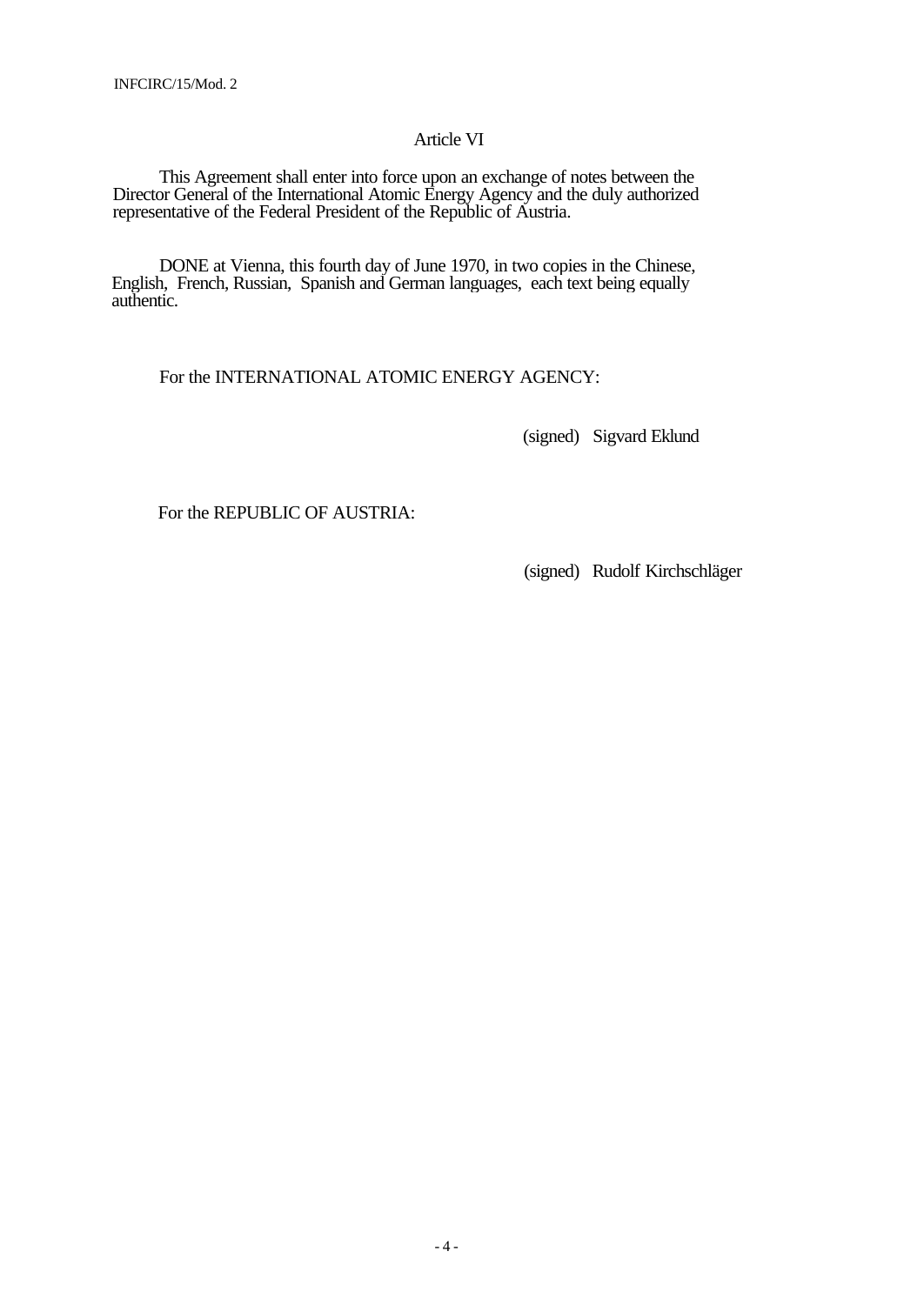## Article VI

This Agreement shall enter into force upon an exchange of notes between the Director General of the International Atomic Energy Agency and the duly authorized representative of the Federal President of the Republic of Austria.

DONE at Vienna, this fourth day of June 1970, in two copies in the Chinese, English, French, Russian, Spanish and German languages, each text being equally authentic.

For the INTERNATIONAL ATOMIC ENERGY AGENCY:

(signed) Sigvard Eklund

For the REPUBLIC OF AUSTRIA:

(signed) Rudolf Kirchschläger